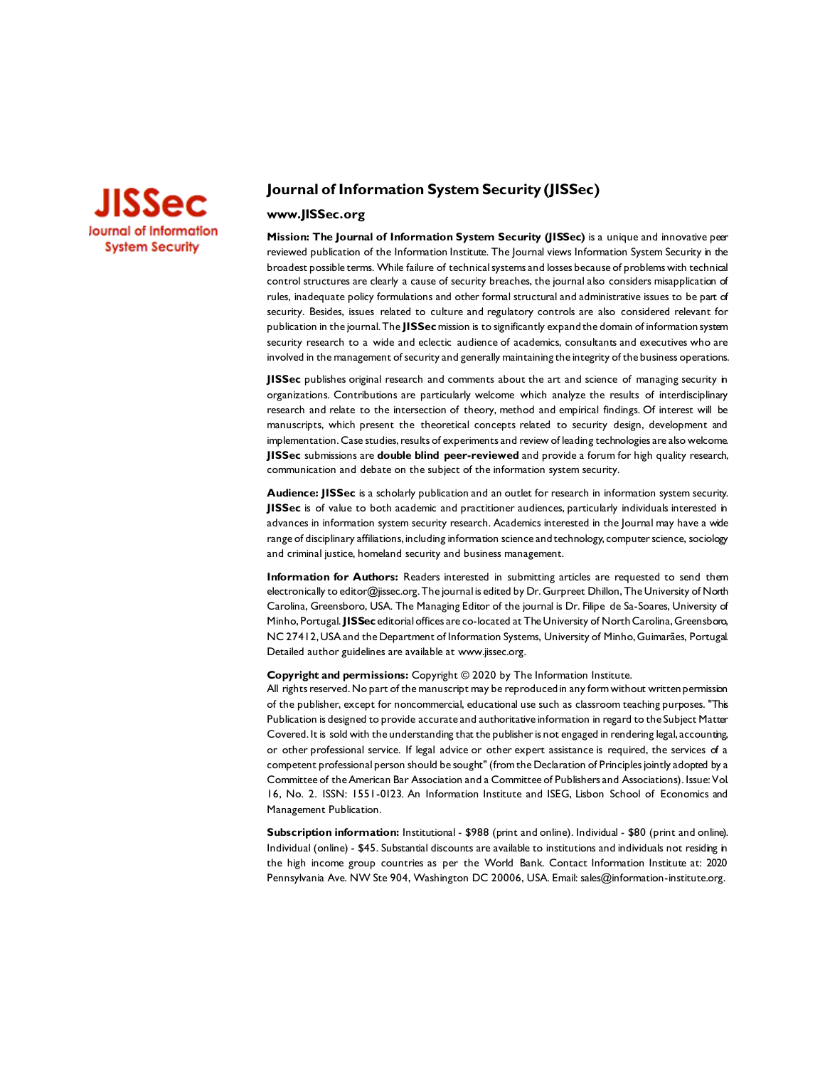JISSec
Journal of Information System Security

# Journal of Information System Security (JISSec)

**www.JISSec.org**

**Mission: The Journal of Information System Security (JISSec)** is a unique and innovative peer reviewed publication of the Information Institute. The Journal views Information System Security in the broadest possible terms. While failure of technical systems and losses because of problems with technical control structures are clearly a cause of security breaches, the journal also considers misapplication of rules, inadequate policy formulations and other formal structural and administrative issues to be part of security. Besides, issues related to culture and regulatory controls are also considered relevant for publication in the journal. The **JISSec** mission is to significantly expand the domain of information system security research to a wide and eclectic audience of academics, consultants and executives who are involved in the management of security and generally maintaining the integrity of the business operations.

**JISSec** publishes original research and comments about the art and science of managing security in organizations. Contributions are particularly welcome which analyze the results of interdisciplinary research and relate to the intersection of theory, method and empirical findings. Of interest will be manuscripts, which present the theoretical concepts related to security design, development and implementation. Case studies, results of experiments and review of leading technologies are also welcome. **JISSec** submissions are **double blind peer-reviewed** and provide a forum for high quality research, communication and debate on the subject of the information system security.

**Audience: JISSec** is a scholarly publication and an outlet for research in information system security. **JISSec** is of value to both academic and practitioner audiences, particularly individuals interested in advances in information system security research. Academics interested in the Journal may have a wide range of disciplinary affiliations, including information science and technology, computer science, sociology and criminal justice, homeland security and business management.

**Information for Authors:** Readers interested in submitting articles are requested to send them electronically to editor@jissec.org. The journal is edited by Dr. Gurpreet Dhillon, The University of North Carolina, Greensboro, USA. The Managing Editor of the journal is Dr. Filipe de Sa-Soares, University of Minho, Portugal. **JISSec** editorial offices are co-located at The University of North Carolina, Greensboro, NC 27412, USA and the Department of Information Systems, University of Minho, Guimarães, Portugal. Detailed author guidelines are available at www.jissec.org.

**Copyright and permissions:** Copyright © 2020 by The Information Institute.
All rights reserved. No part of the manuscript may be reproduced in any form without written permission of the publisher, except for noncommercial, educational use such as classroom teaching purposes. "This Publication is designed to provide accurate and authoritative information in regard to the Subject Matter Covered. It is sold with the understanding that the publisher is not engaged in rendering legal, accounting, or other professional service. If legal advice or other expert assistance is required, the services of a competent professional person should be sought" (from the Declaration of Principles jointly adopted by a Committee of the American Bar Association and a Committee of Publishers and Associations). Issue: Vol. 16, No. 2. ISSN: 1551-0123. An Information Institute and ISEG, Lisbon School of Economics and Management Publication.

**Subscription information:** Institutional - $988 (print and online). Individual - $80 (print and online). Individual (online) - $45. Substantial discounts are available to institutions and individuals not residing in the high income group countries as per the World Bank. Contact Information Institute at: 2020 Pennsylvania Ave. NW Ste 904, Washington DC 20006, USA. Email: sales@information-institute.org.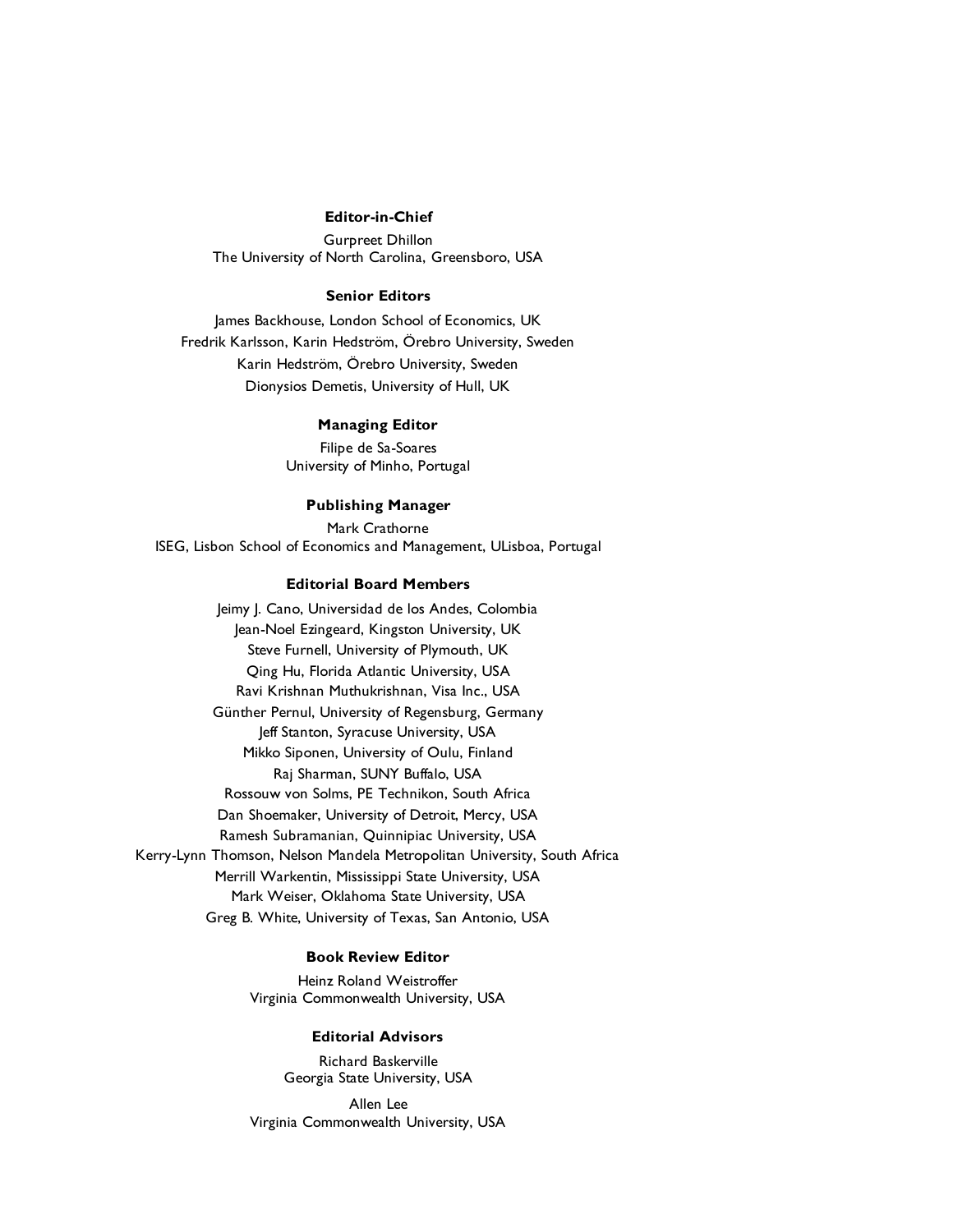**Editor-in-Chief**

Gurpreet Dhillon
The University of North Carolina, Greensboro, USA

**Senior Editors**

James Backhouse, London School of Economics, UK
Fredrik Karlsson, Karin Hedström, Örebro University, Sweden
Karin Hedström, Örebro University, Sweden
Dionysios Demetis, University of Hull, UK

**Managing Editor**

Filipe de Sa-Soares
University of Minho, Portugal

**Publishing Manager**

Mark Crathorne
ISEG, Lisbon School of Economics and Management, ULisboa, Portugal

**Editorial Board Members**

Jeimy J. Cano, Universidad de los Andes, Colombia
Jean-Noel Ezingeard, Kingston University, UK
Steve Furnell, University of Plymouth, UK
Qing Hu, Florida Atlantic University, USA
Ravi Krishnan Muthukrishnan, Visa Inc., USA
Günther Pernul, University of Regensburg, Germany
Jeff Stanton, Syracuse University, USA
Mikko Siponen, University of Oulu, Finland
Raj Sharman, SUNY Buffalo, USA
Rossouw von Solms, PE Technikon, South Africa
Dan Shoemaker, University of Detroit, Mercy, USA
Ramesh Subramanian, Quinnipiac University, USA
Kerry-Lynn Thomson, Nelson Mandela Metropolitan University, South Africa
Merrill Warkentin, Mississippi State University, USA
Mark Weiser, Oklahoma State University, USA
Greg B. White, University of Texas, San Antonio, USA

**Book Review Editor**

Heinz Roland Weistroffer
Virginia Commonwealth University, USA

**Editorial Advisors**

Richard Baskerville
Georgia State University, USA

Allen Lee
Virginia Commonwealth University, USA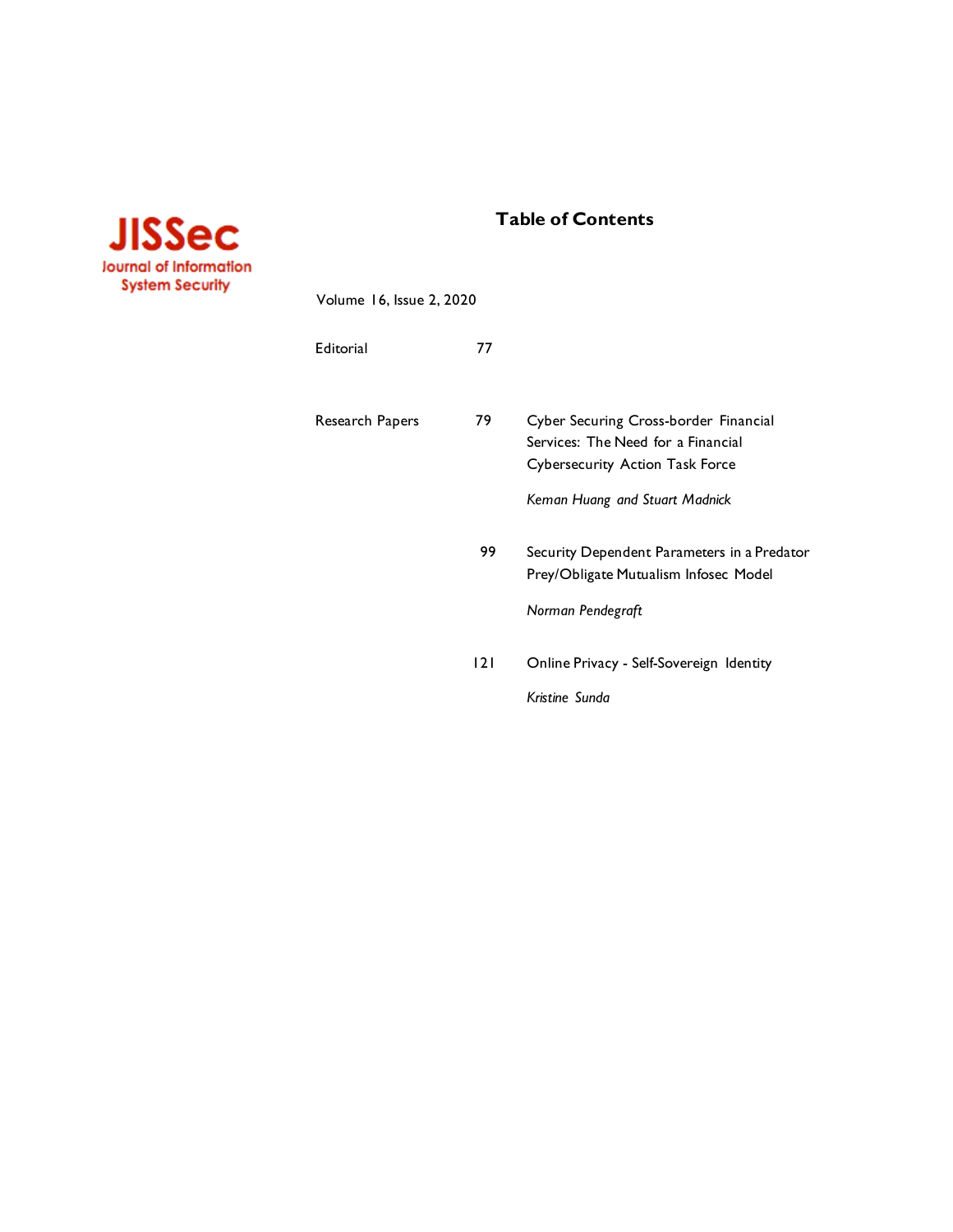**JISSec**
Journal of Information System Security

# Table of Contents

Volume 16, Issue 2, 2020

| | | |
|---|---|---|
| Editorial | 77 | |
| Research Papers | 79 | Cyber Securing Cross-border Financial Services: The Need for a Financial Cybersecurity Action Task Force<br><br>*Keman Huang and Stuart Madnick* |
| | 99 | Security Dependent Parameters in a Predator Prey/Obligate Mutualism Infosec Model<br><br>*Norman Pendegraft* |
| | 121 | Online Privacy - Self-Sovereign Identity<br><br>*Kristine Sunda* |